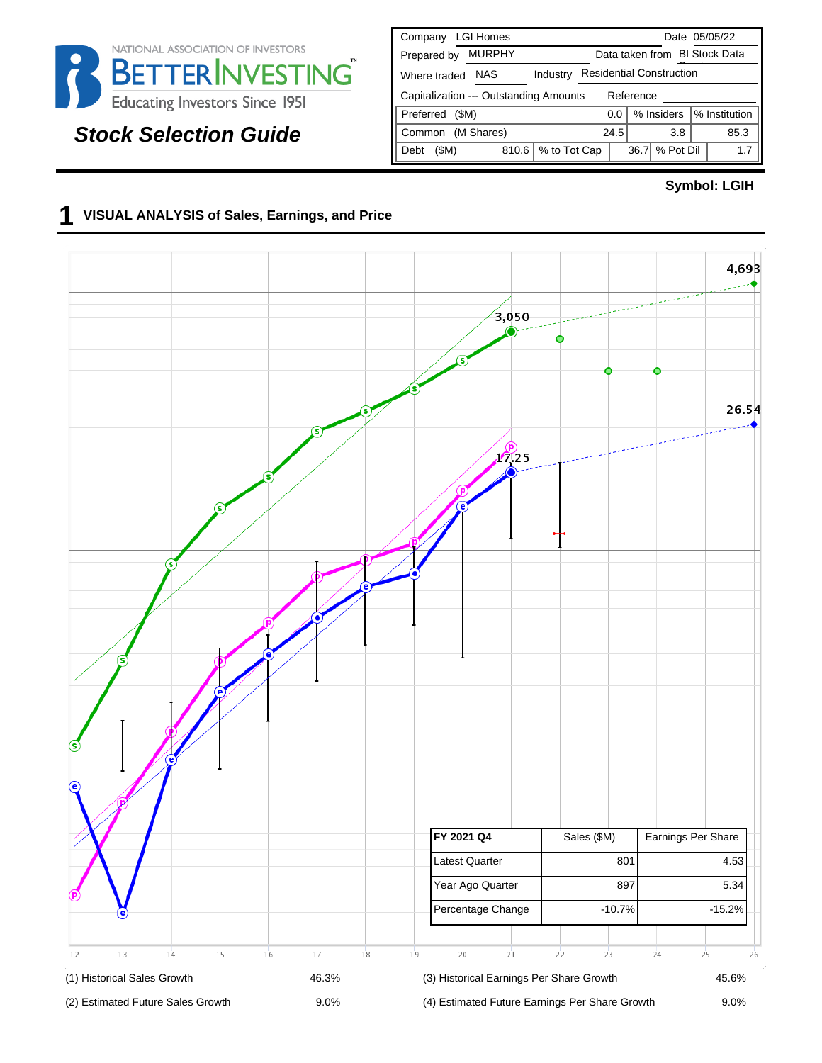NATIONAL ASSOCIATION OF INVESTORS

BETTERINVESTING™

Educating Investors Since 1951

## Stock Selection Guide

| Company | LGI Homes | | | Date | 05/05/22 |
|---|---|---|---|---|---|
| Prepared by | MURPHY | | | Data taken from | BI Stock Data |
| Where traded | NAS | Industry | Residential Construction | | |
| Capitalization --- Outstanding Amounts | | | Reference | | |

| | | | | |
|---|---|---|---|---|
| Preferred ($M) | 0.0 | % Insiders | | % Institution |
| Common (M Shares) | 24.5 | | 3.8 | 85.3 |
| Debt ($M) | 810.6 | % to Tot Cap 36.7 | % Pot Dil | 1.7 |

**Symbol: LGIH**

## 1 VISUAL ANALYSIS of Sales, Earnings, and Price

4,693

3,050

26.54

17.25

| FY 2021 Q4 | Sales ($M) | Earnings Per Share |
|---|---|---|
| Latest Quarter | 801 | 4.53 |
| Year Ago Quarter | 897 | 5.34 |
| Percentage Change | -10.7% | -15.2% |

12 13 14 15 16 17 18 19 20 21 22 23 24 25 26

| | | | |
|---|---|---|---|
| (1) Historical Sales Growth | 46.3% | (3) Historical Earnings Per Share Growth | 45.6% |
| (2) Estimated Future Sales Growth | 9.0% | (4) Estimated Future Earnings Per Share Growth | 9.0% |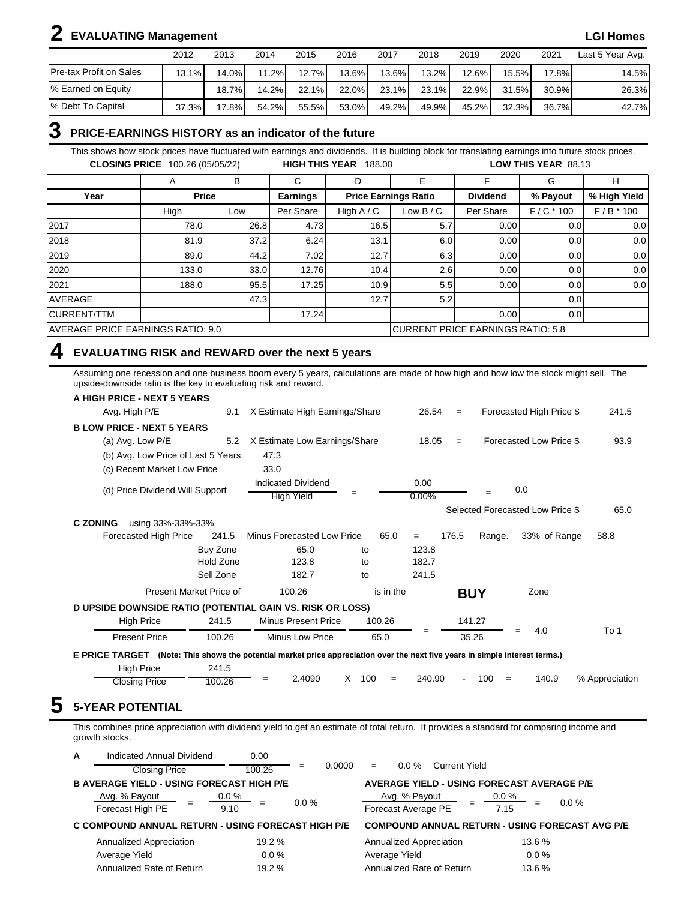## 2 EVALUATING Management

**LGI Homes**

| | 2012 | 2013 | 2014 | 2015 | 2016 | 2017 | 2018 | 2019 | 2020 | 2021 | Last 5 Year Avg. |
|---|---|---|---|---|---|---|---|---|---|---|---|
| Pre-tax Profit on Sales | 13.1% | 14.0% | 11.2% | 12.7% | 13.6% | 13.6% | 13.2% | 12.6% | 15.5% | 17.8% | 14.5% |
| % Earned on Equity | | 18.7% | 14.2% | 22.1% | 22.0% | 23.1% | 23.1% | 22.9% | 31.5% | 30.9% | 26.3% |
| % Debt To Capital | 37.3% | 17.8% | 54.2% | 55.5% | 53.0% | 49.2% | 49.9% | 45.2% | 32.3% | 36.7% | 42.7% |

## 3 PRICE-EARNINGS HISTORY as an indicator of the future

This shows how stock prices have fluctuated with earnings and dividends. It is building block for translating earnings into future stock prices.

**CLOSING PRICE** 100.26 (05/05/22) **HIGH THIS YEAR** 188.00 **LOW THIS YEAR** 88.13

| | A | B | C | D | E | F | G | H |
|---|---|---|---|---|---|---|---|---|
| **Year** | **Price** | | **Earnings** | **Price Earnings Ratio** | | **Dividend** | **% Payout** | **% High Yield** |
| | High | Low | Per Share | High A / C | Low B / C | Per Share | F / C * 100 | F / B * 100 |
| 2017 | 78.0 | 26.8 | 4.73 | 16.5 | 5.7 | 0.00 | 0.0 | 0.0 |
| 2018 | 81.9 | 37.2 | 6.24 | 13.1 | 6.0 | 0.00 | 0.0 | 0.0 |
| 2019 | 89.0 | 44.2 | 7.02 | 12.7 | 6.3 | 0.00 | 0.0 | 0.0 |
| 2020 | 133.0 | 33.0 | 12.76 | 10.4 | 2.6 | 0.00 | 0.0 | 0.0 |
| 2021 | 188.0 | 95.5 | 17.25 | 10.9 | 5.5 | 0.00 | 0.0 | 0.0 |
| AVERAGE | | 47.3 | | 12.7 | 5.2 | | 0.0 | |
| CURRENT/TTM | | | 17.24 | | | 0.00 | 0.0 | |
| AVERAGE PRICE EARNINGS RATIO: 9.0 | | | | | CURRENT PRICE EARNINGS RATIO: 5.8 | | | |

## 4 EVALUATING RISK and REWARD over the next 5 years

Assuming one recession and one business boom every 5 years, calculations are made of how high and how low the stock might sell. The upside-downside ratio is the key to evaluating risk and reward.

**A HIGH PRICE - NEXT 5 YEARS**

Avg. High P/E 9.1 X Estimate High Earnings/Share 26.54 = Forecasted High Price $ 241.5

**B LOW PRICE - NEXT 5 YEARS**

(a) Avg. Low P/E 5.2 X Estimate Low Earnings/Share 18.05 = Forecasted Low Price $ 93.9

(b) Avg. Low Price of Last 5 Years 47.3

(c) Recent Market Low Price 33.0

(d) Price Dividend Will Support: Indicated Dividend / High Yield = 0.00 / 0.00% = 0.0

Selected Forecasted Low Price $ 65.0

**C ZONING** using 33%-33%-33%

Forecasted High Price 241.5 Minus Forecasted Low Price 65.0 = 176.5 Range. 33% of Range 58.8

| | | | |
|---|---|---|---|
| Buy Zone | 65.0 | to | 123.8 |
| Hold Zone | 123.8 | to | 182.7 |
| Sell Zone | 182.7 | to | 241.5 |

Present Market Price of 100.26 is in the **BUY** Zone

**D UPSIDE DOWNSIDE RATIO (POTENTIAL GAIN VS. RISK OR LOSS)**

High Price 241.5 Minus Present Price 100.26 / Present Price 100.26 Minus Low Price 65.0 = 141.27 / 35.26 = 4.0 To 1

**E PRICE TARGET** **(Note: This shows the potential market price appreciation over the next five years in simple interest terms.)**

High Price 241.5 / Closing Price 100.26 = 2.4090 X 100 = 240.90 - 100 = 140.9 % Appreciation

## 5 5-YEAR POTENTIAL

This combines price appreciation with dividend yield to get an estimate of total return. It provides a standard for comparing income and growth stocks.

**A** Indicated Annual Dividend 0.00 / Closing Price 100.26 = 0.0000 = 0.0 % Current Yield

**B AVERAGE YIELD - USING FORECAST HIGH P/E**

Avg. % Payout 0.0 % / Forecast High PE 9.10 = 0.0 %

**AVERAGE YIELD - USING FORECAST AVERAGE P/E**

Avg. % Payout 0.0 % / Forecast Average PE 7.15 = 0.0 %

**C COMPOUND ANNUAL RETURN - USING FORECAST HIGH P/E**

| | |
|---|---|
| Annualized Appreciation | 19.2 % |
| Average Yield | 0.0 % |
| Annualized Rate of Return | 19.2 % |

**COMPOUND ANNUAL RETURN - USING FORECAST AVG P/E**

| | |
|---|---|
| Annualized Appreciation | 13.6 % |
| Average Yield | 0.0 % |
| Annualized Rate of Return | 13.6 % |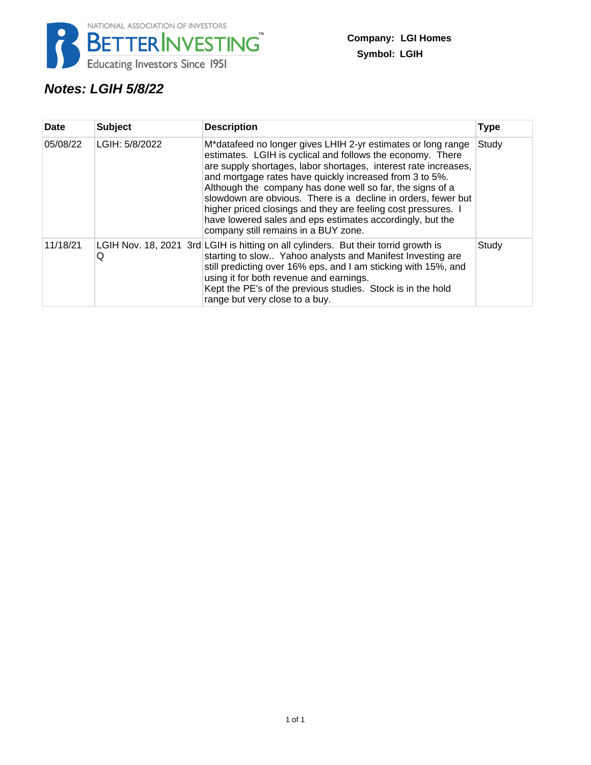NATIONAL ASSOCIATION OF INVESTORS
BETTERINVESTING™
Educating Investors Since 1951

**Company: LGI Homes**
**Symbol: LGIH**

## *Notes: LGIH 5/8/22*

| Date | Subject | Description | Type |
|---|---|---|---|
| 05/08/22 | LGIH: 5/8/2022 | M*datafeed no longer gives LHIH 2-yr estimates or long range estimates. LGIH is cyclical and follows the economy. There are supply shortages, labor shortages, interest rate increases, and mortgage rates have quickly increased from 3 to 5%. Although the company has done well so far, the signs of a slowdown are obvious. There is a decline in orders, fewer but higher priced closings and they are feeling cost pressures. I have lowered sales and eps estimates accordingly, but the company still remains in a BUY zone. | Study |
| 11/18/21 | LGIH Nov. 18, 2021 3rd Q | LGIH is hitting on all cylinders. But their torrid growth is starting to slow.. Yahoo analysts and Manifest Investing are still predicting over 16% eps, and I am sticking with 15%, and using it for both revenue and earnings.<br>Kept the PE's of the previous studies. Stock is in the hold range but very close to a buy. | Study |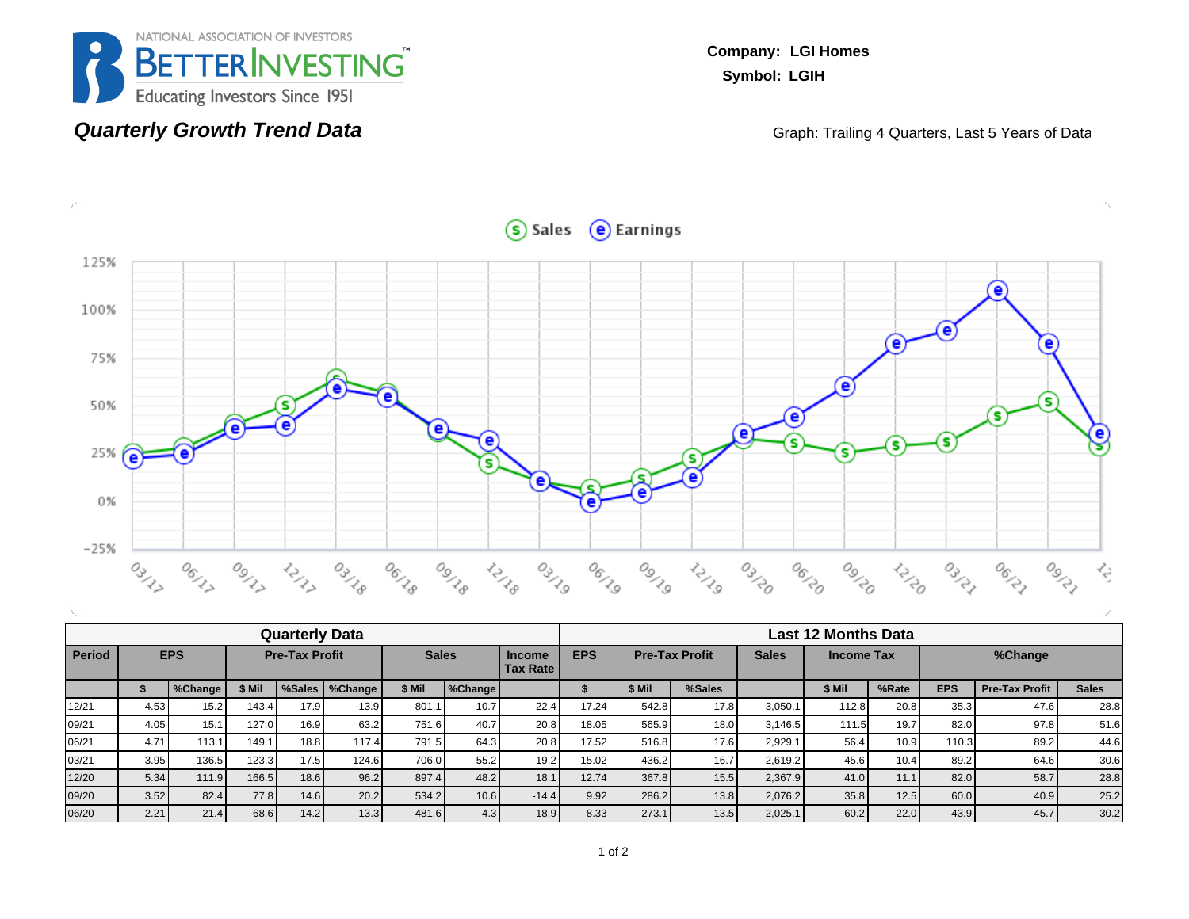NATIONAL ASSOCIATION OF INVESTORS
BETTERINVESTING™
Educating Investors Since 1951

**Company: LGI Homes**
**Symbol: LGIH**

## *Quarterly Growth Trend Data*

Graph: Trailing 4 Quarters, Last 5 Years of Data

| Quarterly Data | | | | | | | | | Last 12 Months Data | | | | | | | | | |
|---|---|---|---|---|---|---|---|---|---|---|---|---|---|---|---|---|---|---|
| Period | EPS | | Pre-Tax Profit | | | Sales | | Income Tax Rate | EPS | Pre-Tax Profit | | Sales | Income Tax | | %Change | | | |
| | $ | %Change | $ Mil | %Sales | %Change | $ Mil | %Change | | $ | $ Mil | %Sales | | $ Mil | %Rate | EPS | Pre-Tax Profit | Sales | |
| 12/21 | 4.53 | -15.2 | 143.4 | 17.9 | -13.9 | 801.1 | -10.7 | 22.4 | 17.24 | 542.8 | 17.8 | 3,050.1 | 112.8 | 20.8 | 35.3 | 47.6 | 28.8 | |
| 09/21 | 4.05 | 15.1 | 127.0 | 16.9 | 63.2 | 751.6 | 40.7 | 20.8 | 18.05 | 565.9 | 18.0 | 3,146.5 | 111.5 | 19.7 | 82.0 | 97.8 | 51.6 | |
| 06/21 | 4.71 | 113.1 | 149.1 | 18.8 | 117.4 | 791.5 | 64.3 | 20.8 | 17.52 | 516.8 | 17.6 | 2,929.1 | 56.4 | 10.9 | 110.3 | 89.2 | 44.6 | |
| 03/21 | 3.95 | 136.5 | 123.3 | 17.5 | 124.6 | 706.0 | 55.2 | 19.2 | 15.02 | 436.2 | 16.7 | 2,619.2 | 45.6 | 10.4 | 89.2 | 64.6 | 30.6 | |
| 12/20 | 5.34 | 111.9 | 166.5 | 18.6 | 96.2 | 897.4 | 48.2 | 18.1 | 12.74 | 367.8 | 15.5 | 2,367.9 | 41.0 | 11.1 | 82.0 | 58.7 | 28.8 | |
| 09/20 | 3.52 | 82.4 | 77.8 | 14.6 | 20.2 | 534.2 | 10.6 | -14.4 | 9.92 | 286.2 | 13.8 | 2,076.2 | 35.8 | 12.5 | 60.0 | 40.9 | 25.2 | |
| 06/20 | 2.21 | 21.4 | 68.6 | 14.2 | 13.3 | 481.6 | 4.3 | 18.9 | 8.33 | 273.1 | 13.5 | 2,025.1 | 60.2 | 22.0 | 43.9 | 45.7 | 30.2 | |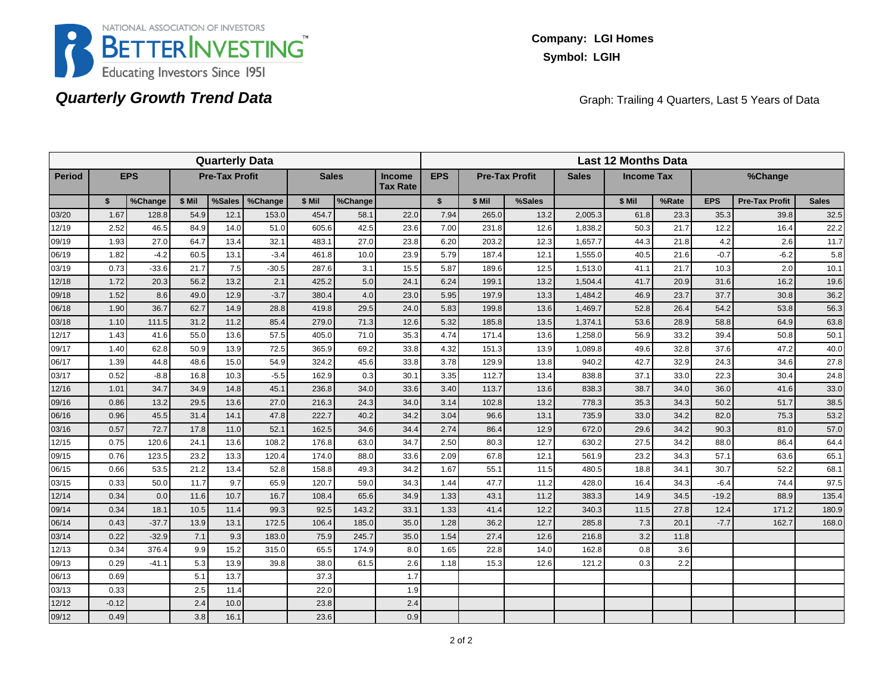NATIONAL ASSOCIATION OF INVESTORS
BETTERINVESTING™
Educating Investors Since 1951

**Company: LGI Homes**
**Symbol: LGIH**

## *Quarterly Growth Trend Data*

Graph: Trailing 4 Quarters, Last 5 Years of Data

| Quarterly Data | | | | | | | | | Last 12 Months Data | | | | | | | | |
|---|---|---|---|---|---|---|---|---|---|---|---|---|---|---|---|---|---|
| Period | EPS | | Pre-Tax Profit | | | Sales | | Income Tax Rate | EPS | Pre-Tax Profit | | Sales | Income Tax | | %Change | | |
| | $ | %Change | $ Mil | %Sales | %Change | $ Mil | %Change | | $ | $ Mil | %Sales | | $ Mil | %Rate | EPS | Pre-Tax Profit | Sales |
| 03/20 | 1.67 | 128.8 | 54.9 | 12.1 | 153.0 | 454.7 | 58.1 | 22.0 | 7.94 | 265.0 | 13.2 | 2,005.3 | 61.8 | 23.3 | 35.3 | 39.8 | 32.5 |
| 12/19 | 2.52 | 46.5 | 84.9 | 14.0 | 51.0 | 605.6 | 42.5 | 23.6 | 7.00 | 231.8 | 12.6 | 1,838.2 | 50.3 | 21.7 | 12.2 | 16.4 | 22.2 |
| 09/19 | 1.93 | 27.0 | 64.7 | 13.4 | 32.1 | 483.1 | 27.0 | 23.8 | 6.20 | 203.2 | 12.3 | 1,657.7 | 44.3 | 21.8 | 4.2 | 2.6 | 11.7 |
| 06/19 | 1.82 | -4.2 | 60.5 | 13.1 | -3.4 | 461.8 | 10.0 | 23.9 | 5.79 | 187.4 | 12.1 | 1,555.0 | 40.5 | 21.6 | -0.7 | -6.2 | 5.8 |
| 03/19 | 0.73 | -33.6 | 21.7 | 7.5 | -30.5 | 287.6 | 3.1 | 15.5 | 5.87 | 189.6 | 12.5 | 1,513.0 | 41.1 | 21.7 | 10.3 | 2.0 | 10.1 |
| 12/18 | 1.72 | 20.3 | 56.2 | 13.2 | 2.1 | 425.2 | 5.0 | 24.1 | 6.24 | 199.1 | 13.2 | 1,504.4 | 41.7 | 20.9 | 31.6 | 16.2 | 19.6 |
| 09/18 | 1.52 | 8.6 | 49.0 | 12.9 | -3.7 | 380.4 | 4.0 | 23.0 | 5.95 | 197.9 | 13.3 | 1,484.2 | 46.9 | 23.7 | 37.7 | 30.8 | 36.2 |
| 06/18 | 1.90 | 36.7 | 62.7 | 14.9 | 28.8 | 419.8 | 29.5 | 24.0 | 5.83 | 199.8 | 13.6 | 1,469.7 | 52.8 | 26.4 | 54.2 | 53.8 | 56.3 |
| 03/18 | 1.10 | 111.5 | 31.2 | 11.2 | 85.4 | 279.0 | 71.3 | 12.6 | 5.32 | 185.8 | 13.5 | 1,374.1 | 53.6 | 28.9 | 58.8 | 64.9 | 63.8 |
| 12/17 | 1.43 | 41.6 | 55.0 | 13.6 | 57.5 | 405.0 | 71.0 | 35.3 | 4.74 | 171.4 | 13.6 | 1,258.0 | 56.9 | 33.2 | 39.4 | 50.8 | 50.1 |
| 09/17 | 1.40 | 62.8 | 50.9 | 13.9 | 72.5 | 365.9 | 69.2 | 33.8 | 4.32 | 151.3 | 13.9 | 1,089.8 | 49.6 | 32.8 | 37.6 | 47.2 | 40.0 |
| 06/17 | 1.39 | 44.8 | 48.6 | 15.0 | 54.9 | 324.2 | 45.6 | 33.8 | 3.78 | 129.9 | 13.8 | 940.2 | 42.7 | 32.9 | 24.3 | 34.6 | 27.8 |
| 03/17 | 0.52 | -8.8 | 16.8 | 10.3 | -5.5 | 162.9 | 0.3 | 30.1 | 3.35 | 112.7 | 13.4 | 838.8 | 37.1 | 33.0 | 22.3 | 30.4 | 24.8 |
| 12/16 | 1.01 | 34.7 | 34.9 | 14.8 | 45.1 | 236.8 | 34.0 | 33.6 | 3.40 | 113.7 | 13.6 | 838.3 | 38.7 | 34.0 | 36.0 | 41.6 | 33.0 |
| 09/16 | 0.86 | 13.2 | 29.5 | 13.6 | 27.0 | 216.3 | 24.3 | 34.0 | 3.14 | 102.8 | 13.2 | 778.3 | 35.3 | 34.3 | 50.2 | 51.7 | 38.5 |
| 06/16 | 0.96 | 45.5 | 31.4 | 14.1 | 47.8 | 222.7 | 40.2 | 34.2 | 3.04 | 96.6 | 13.1 | 735.9 | 33.0 | 34.2 | 82.0 | 75.3 | 53.2 |
| 03/16 | 0.57 | 72.7 | 17.8 | 11.0 | 52.1 | 162.5 | 34.6 | 34.4 | 2.74 | 86.4 | 12.9 | 672.0 | 29.6 | 34.2 | 90.3 | 81.0 | 57.0 |
| 12/15 | 0.75 | 120.6 | 24.1 | 13.6 | 108.2 | 176.8 | 63.0 | 34.7 | 2.50 | 80.3 | 12.7 | 630.2 | 27.5 | 34.2 | 88.0 | 86.4 | 64.4 |
| 09/15 | 0.76 | 123.5 | 23.2 | 13.3 | 120.4 | 174.0 | 88.0 | 33.6 | 2.09 | 67.8 | 12.1 | 561.9 | 23.2 | 34.3 | 57.1 | 63.6 | 65.1 |
| 06/15 | 0.66 | 53.5 | 21.2 | 13.4 | 52.8 | 158.8 | 49.3 | 34.2 | 1.67 | 55.1 | 11.5 | 480.5 | 18.8 | 34.1 | 30.7 | 52.2 | 68.1 |
| 03/15 | 0.33 | 50.0 | 11.7 | 9.7 | 65.9 | 120.7 | 59.0 | 34.3 | 1.44 | 47.7 | 11.2 | 428.0 | 16.4 | 34.3 | -6.4 | 74.4 | 97.5 |
| 12/14 | 0.34 | 0.0 | 11.6 | 10.7 | 16.7 | 108.4 | 65.6 | 34.9 | 1.33 | 43.1 | 11.2 | 383.3 | 14.9 | 34.5 | -19.2 | 88.9 | 135.4 |
| 09/14 | 0.34 | 18.1 | 10.5 | 11.4 | 99.3 | 92.5 | 143.2 | 33.1 | 1.33 | 41.4 | 12.2 | 340.3 | 11.5 | 27.8 | 12.4 | 171.2 | 180.9 |
| 06/14 | 0.43 | -37.7 | 13.9 | 13.1 | 172.5 | 106.4 | 185.0 | 35.0 | 1.28 | 36.2 | 12.7 | 285.8 | 7.3 | 20.1 | -7.7 | 162.7 | 168.0 |
| 03/14 | 0.22 | -32.9 | 7.1 | 9.3 | 183.0 | 75.9 | 245.7 | 35.0 | 1.54 | 27.4 | 12.6 | 216.8 | 3.2 | 11.8 | | | |
| 12/13 | 0.34 | 376.4 | 9.9 | 15.2 | 315.0 | 65.5 | 174.9 | 8.0 | 1.65 | 22.8 | 14.0 | 162.8 | 0.8 | 3.6 | | | |
| 09/13 | 0.29 | -41.1 | 5.3 | 13.9 | 39.8 | 38.0 | 61.5 | 2.6 | 1.18 | 15.3 | 12.6 | 121.2 | 0.3 | 2.2 | | | |
| 06/13 | 0.69 | | 5.1 | 13.7 | | 37.3 | | 1.7 | | | | | | | | | |
| 03/13 | 0.33 | | 2.5 | 11.4 | | 22.0 | | 1.9 | | | | | | | | | |
| 12/12 | -0.12 | | 2.4 | 10.0 | | 23.8 | | 2.4 | | | | | | | | | |
| 09/12 | 0.49 | | 3.8 | 16.1 | | 23.6 | | 0.9 | | | | | | | | | |